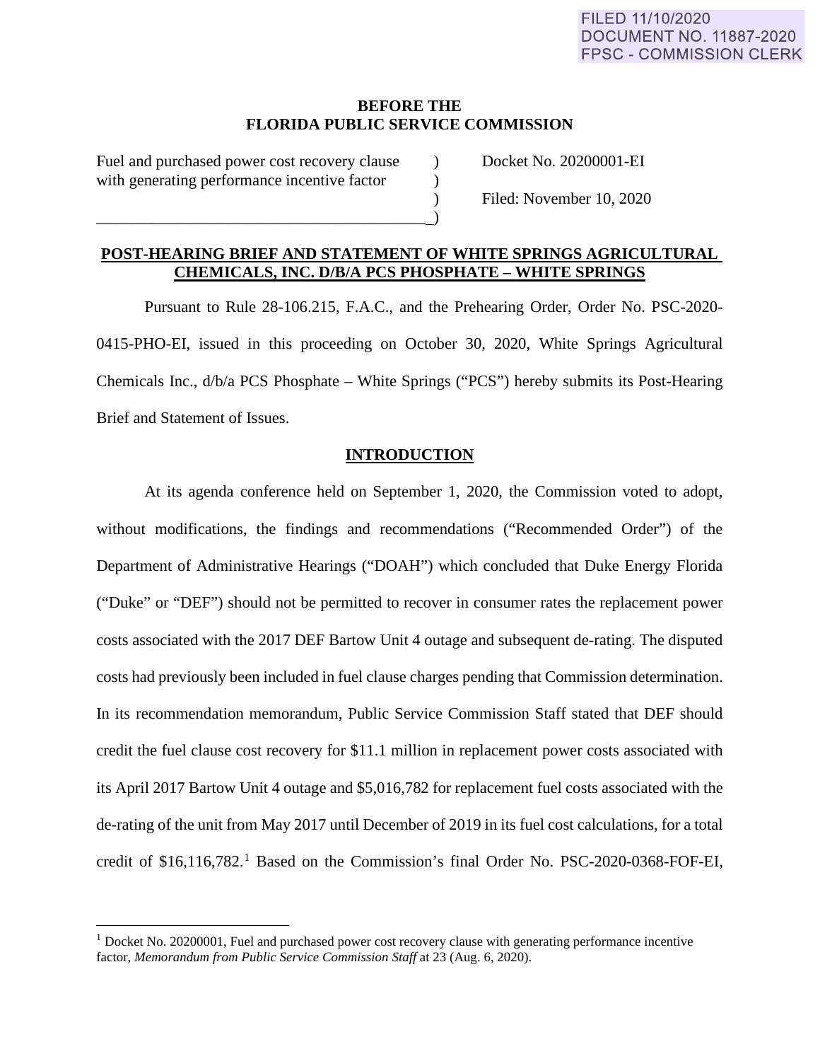FILED 11/10/2020
DOCUMENT NO. 11887-2020
FPSC - COMMISSION CLERK

**BEFORE THE**
**FLORIDA PUBLIC SERVICE COMMISSION**

| | | |
|---|---|---|
| Fuel and purchased power cost recovery clause with generating performance incentive factor | ) ) ) ) | Docket No. 20200001-EI<br><br>Filed: November 10, 2020 |

## POST-HEARING BRIEF AND STATEMENT OF WHITE SPRINGS AGRICULTURAL CHEMICALS, INC. D/B/A PCS PHOSPHATE – WHITE SPRINGS

Pursuant to Rule 28-106.215, F.A.C., and the Prehearing Order, Order No. PSC-2020-0415-PHO-EI, issued in this proceeding on October 30, 2020, White Springs Agricultural Chemicals Inc., d/b/a PCS Phosphate – White Springs ("PCS") hereby submits its Post-Hearing Brief and Statement of Issues.

## INTRODUCTION

At its agenda conference held on September 1, 2020, the Commission voted to adopt, without modifications, the findings and recommendations ("Recommended Order") of the Department of Administrative Hearings ("DOAH") which concluded that Duke Energy Florida ("Duke" or "DEF") should not be permitted to recover in consumer rates the replacement power costs associated with the 2017 DEF Bartow Unit 4 outage and subsequent de-rating. The disputed costs had previously been included in fuel clause charges pending that Commission determination. In its recommendation memorandum, Public Service Commission Staff stated that DEF should credit the fuel clause cost recovery for $11.1 million in replacement power costs associated with its April 2017 Bartow Unit 4 outage and $5,016,782 for replacement fuel costs associated with the de-rating of the unit from May 2017 until December of 2019 in its fuel cost calculations, for a total credit of $16,116,782.[1] Based on the Commission's final Order No. PSC-2020-0368-FOF-EI,

[1] Docket No. 20200001, Fuel and purchased power cost recovery clause with generating performance incentive factor, *Memorandum from Public Service Commission Staff* at 23 (Aug. 6, 2020).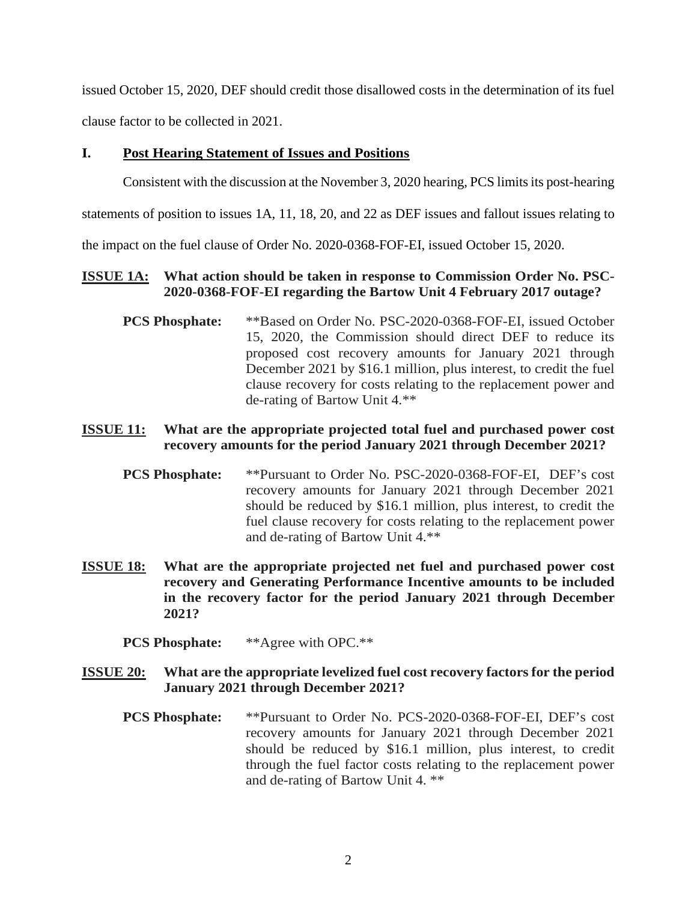issued October 15, 2020, DEF should credit those disallowed costs in the determination of its fuel clause factor to be collected in 2021.

## I. Post Hearing Statement of Issues and Positions

Consistent with the discussion at the November 3, 2020 hearing, PCS limits its post-hearing statements of position to issues 1A, 11, 18, 20, and 22 as DEF issues and fallout issues relating to the impact on the fuel clause of Order No. 2020-0368-FOF-EI, issued October 15, 2020.

**ISSUE 1A: What action should be taken in response to Commission Order No. PSC-2020-0368-FOF-EI regarding the Bartow Unit 4 February 2017 outage?**

**PCS Phosphate:** \*\*Based on Order No. PSC-2020-0368-FOF-EI, issued October 15, 2020, the Commission should direct DEF to reduce its proposed cost recovery amounts for January 2021 through December 2021 by $16.1 million, plus interest, to credit the fuel clause recovery for costs relating to the replacement power and de-rating of Bartow Unit 4.\*\*

**ISSUE 11: What are the appropriate projected total fuel and purchased power cost recovery amounts for the period January 2021 through December 2021?**

**PCS Phosphate:** \*\*Pursuant to Order No. PSC-2020-0368-FOF-EI, DEF's cost recovery amounts for January 2021 through December 2021 should be reduced by $16.1 million, plus interest, to credit the fuel clause recovery for costs relating to the replacement power and de-rating of Bartow Unit 4.\*\*

**ISSUE 18: What are the appropriate projected net fuel and purchased power cost recovery and Generating Performance Incentive amounts to be included in the recovery factor for the period January 2021 through December 2021?**

**PCS Phosphate:** \*\*Agree with OPC.\*\*

**ISSUE 20: What are the appropriate levelized fuel cost recovery factors for the period January 2021 through December 2021?**

**PCS Phosphate:** \*\*Pursuant to Order No. PCS-2020-0368-FOF-EI, DEF's cost recovery amounts for January 2021 through December 2021 should be reduced by $16.1 million, plus interest, to credit through the fuel factor costs relating to the replacement power and de-rating of Bartow Unit 4. \*\*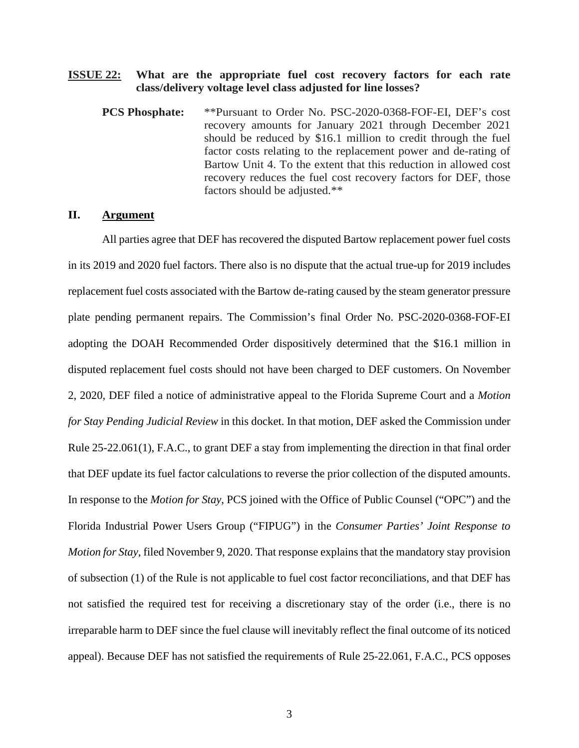**ISSUE 22:** **What are the appropriate fuel cost recovery factors for each rate class/delivery voltage level class adjusted for line losses?**

**PCS Phosphate:** **Pursuant to Order No. PSC-2020-0368-FOF-EI, DEF's cost recovery amounts for January 2021 through December 2021 should be reduced by $16.1 million to credit through the fuel factor costs relating to the replacement power and de-rating of Bartow Unit 4. To the extent that this reduction in allowed cost recovery reduces the fuel cost recovery factors for DEF, those factors should be adjusted.**

## II. Argument

All parties agree that DEF has recovered the disputed Bartow replacement power fuel costs in its 2019 and 2020 fuel factors. There also is no dispute that the actual true-up for 2019 includes replacement fuel costs associated with the Bartow de-rating caused by the steam generator pressure plate pending permanent repairs. The Commission's final Order No. PSC-2020-0368-FOF-EI adopting the DOAH Recommended Order dispositively determined that the $16.1 million in disputed replacement fuel costs should not have been charged to DEF customers. On November 2, 2020, DEF filed a notice of administrative appeal to the Florida Supreme Court and a *Motion for Stay Pending Judicial Review* in this docket. In that motion, DEF asked the Commission under Rule 25-22.061(1), F.A.C., to grant DEF a stay from implementing the direction in that final order that DEF update its fuel factor calculations to reverse the prior collection of the disputed amounts. In response to the *Motion for Stay*, PCS joined with the Office of Public Counsel ("OPC") and the Florida Industrial Power Users Group ("FIPUG") in the *Consumer Parties' Joint Response to Motion for Stay*, filed November 9, 2020. That response explains that the mandatory stay provision of subsection (1) of the Rule is not applicable to fuel cost factor reconciliations, and that DEF has not satisfied the required test for receiving a discretionary stay of the order (i.e., there is no irreparable harm to DEF since the fuel clause will inevitably reflect the final outcome of its noticed appeal). Because DEF has not satisfied the requirements of Rule 25-22.061, F.A.C., PCS opposes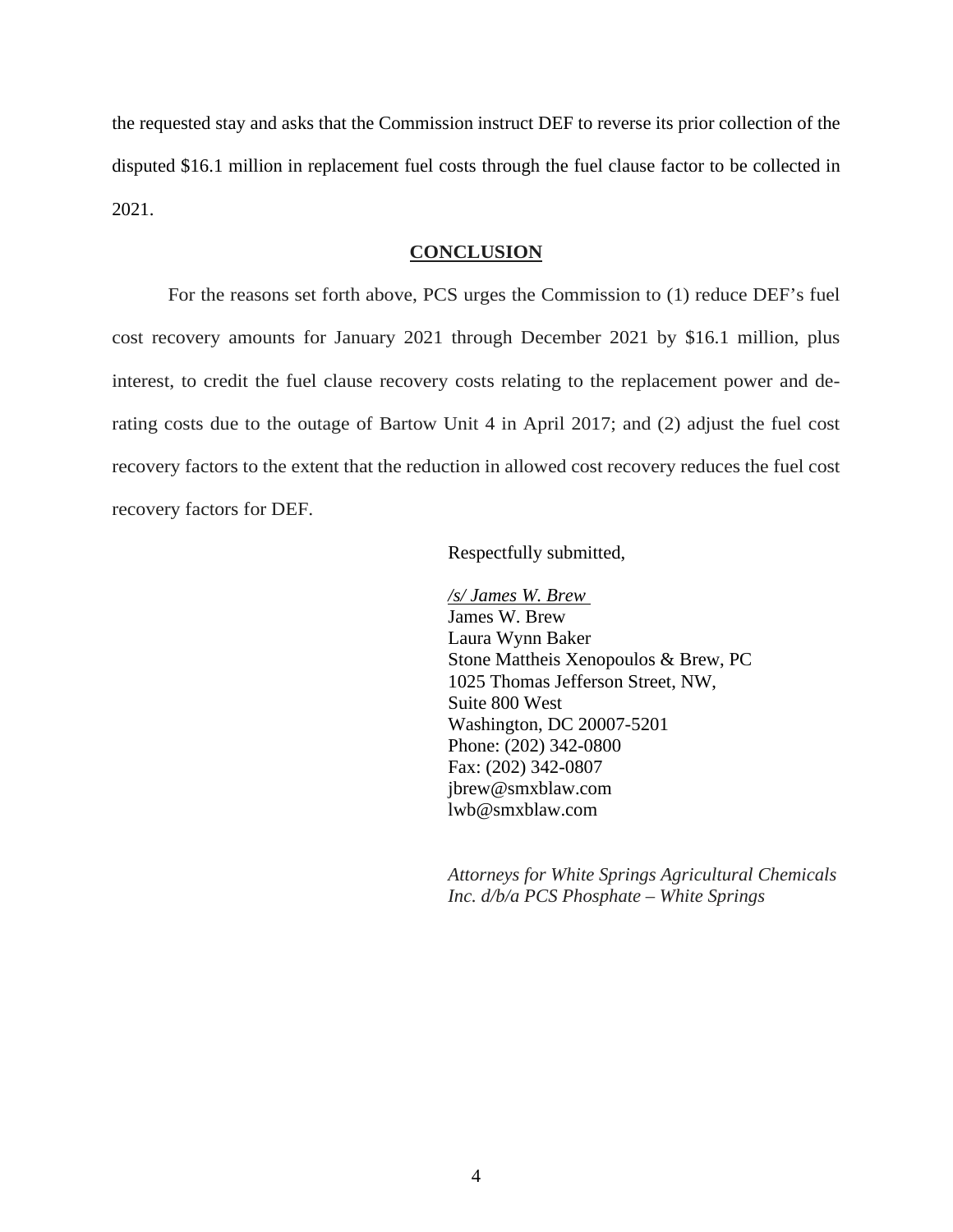the requested stay and asks that the Commission instruct DEF to reverse its prior collection of the disputed $16.1 million in replacement fuel costs through the fuel clause factor to be collected in 2021.

## CONCLUSION

For the reasons set forth above, PCS urges the Commission to (1) reduce DEF's fuel cost recovery amounts for January 2021 through December 2021 by $16.1 million, plus interest, to credit the fuel clause recovery costs relating to the replacement power and de-rating costs due to the outage of Bartow Unit 4 in April 2017; and (2) adjust the fuel cost recovery factors to the extent that the reduction in allowed cost recovery reduces the fuel cost recovery factors for DEF.

Respectfully submitted,

*/s/ James W. Brew*
James W. Brew
Laura Wynn Baker
Stone Mattheis Xenopoulos & Brew, PC
1025 Thomas Jefferson Street, NW,
Suite 800 West
Washington, DC 20007-5201
Phone: (202) 342-0800
Fax: (202) 342-0807
jbrew@smxblaw.com
lwb@smxblaw.com

*Attorneys for White Springs Agricultural Chemicals Inc. d/b/a PCS Phosphate – White Springs*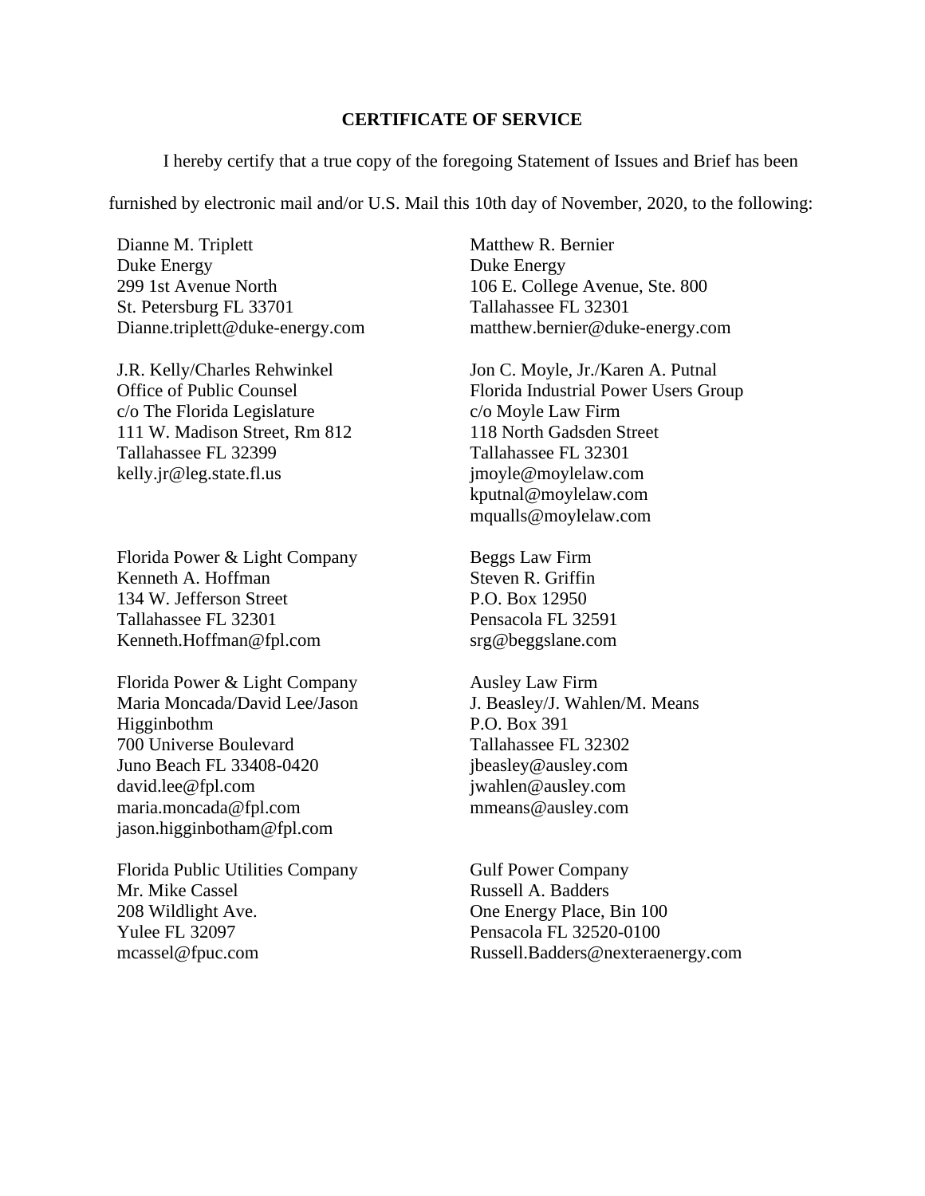**CERTIFICATE OF SERVICE**

I hereby certify that a true copy of the foregoing Statement of Issues and Brief has been furnished by electronic mail and/or U.S. Mail this 10th day of November, 2020, to the following:

Dianne M. Triplett
Duke Energy
299 1st Avenue North
St. Petersburg FL 33701
Dianne.triplett@duke-energy.com

Matthew R. Bernier
Duke Energy
106 E. College Avenue, Ste. 800
Tallahassee FL 32301
matthew.bernier@duke-energy.com

J.R. Kelly/Charles Rehwinkel
Office of Public Counsel
c/o The Florida Legislature
111 W. Madison Street, Rm 812
Tallahassee FL 32399
kelly.jr@leg.state.fl.us

Jon C. Moyle, Jr./Karen A. Putnal
Florida Industrial Power Users Group
c/o Moyle Law Firm
118 North Gadsden Street
Tallahassee FL 32301
jmoyle@moylelaw.com
kputnal@moylelaw.com
mqualls@moylelaw.com

Florida Power & Light Company
Kenneth A. Hoffman
134 W. Jefferson Street
Tallahassee FL 32301
Kenneth.Hoffman@fpl.com

Beggs Law Firm
Steven R. Griffin
P.O. Box 12950
Pensacola FL 32591
srg@beggslane.com

Florida Power & Light Company
Maria Moncada/David Lee/Jason Higginbothm
700 Universe Boulevard
Juno Beach FL 33408-0420
david.lee@fpl.com
maria.moncada@fpl.com
jason.higginbotham@fpl.com

Ausley Law Firm
J. Beasley/J. Wahlen/M. Means
P.O. Box 391
Tallahassee FL 32302
jbeasley@ausley.com
jwahlen@ausley.com
mmeans@ausley.com

Florida Public Utilities Company
Mr. Mike Cassel
208 Wildlight Ave.
Yulee FL 32097
mcassel@fpuc.com

Gulf Power Company
Russell A. Badders
One Energy Place, Bin 100
Pensacola FL 32520-0100
Russell.Badders@nexteraenergy.com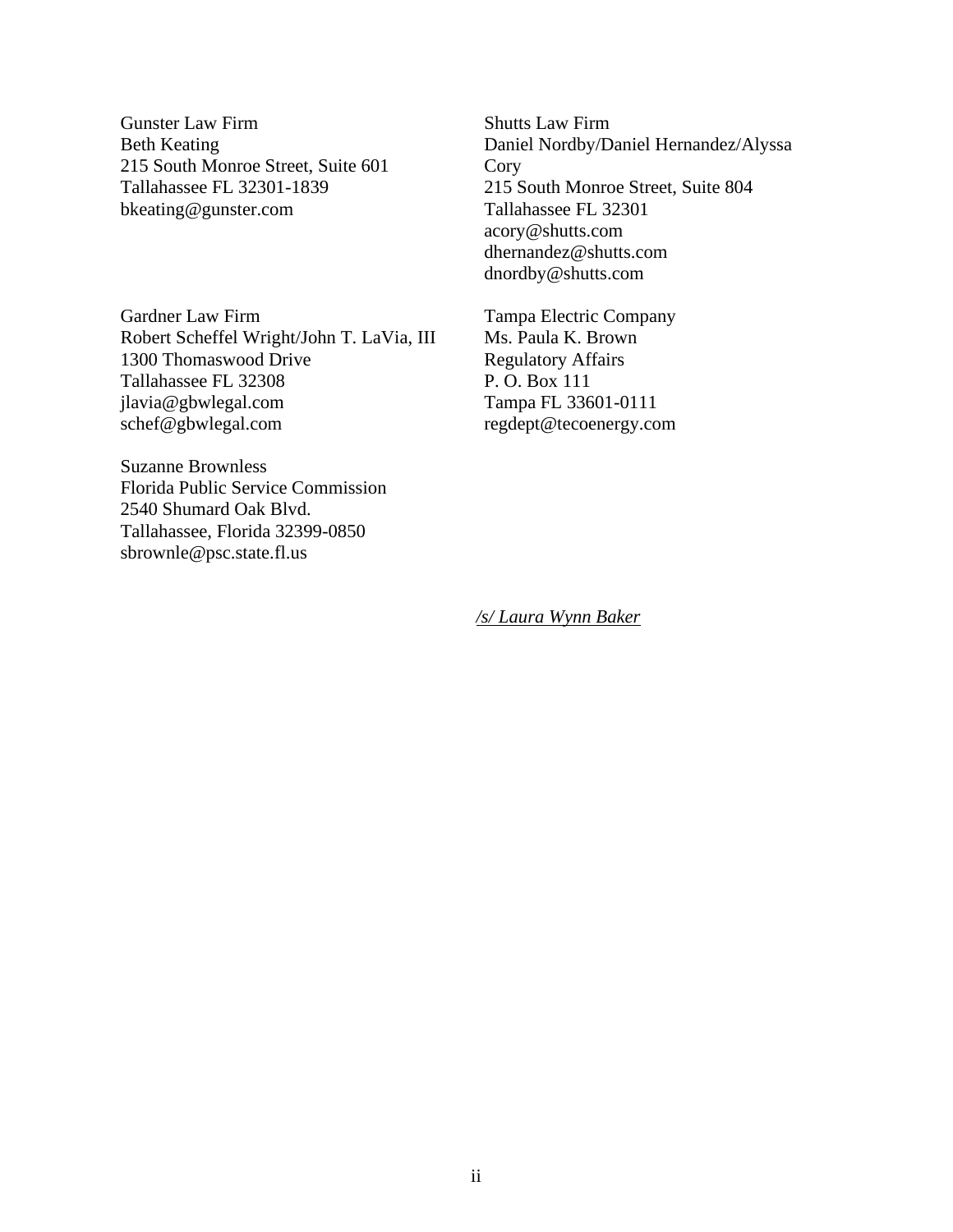Gunster Law Firm
Beth Keating
215 South Monroe Street, Suite 601
Tallahassee FL 32301-1839
bkeating@gunster.com

Shutts Law Firm
Daniel Nordby/Daniel Hernandez/Alyssa Cory
215 South Monroe Street, Suite 804
Tallahassee FL 32301
acory@shutts.com
dhernandez@shutts.com
dnordby@shutts.com

Gardner Law Firm
Robert Scheffel Wright/John T. LaVia, III
1300 Thomaswood Drive
Tallahassee FL 32308
jlavia@gbwlegal.com
schef@gbwlegal.com

Tampa Electric Company
Ms. Paula K. Brown
Regulatory Affairs
P. O. Box 111
Tampa FL 33601-0111
regdept@tecoenergy.com

Suzanne Brownless
Florida Public Service Commission
2540 Shumard Oak Blvd.
Tallahassee, Florida 32399-0850
sbrownle@psc.state.fl.us

*/s/ Laura Wynn Baker*